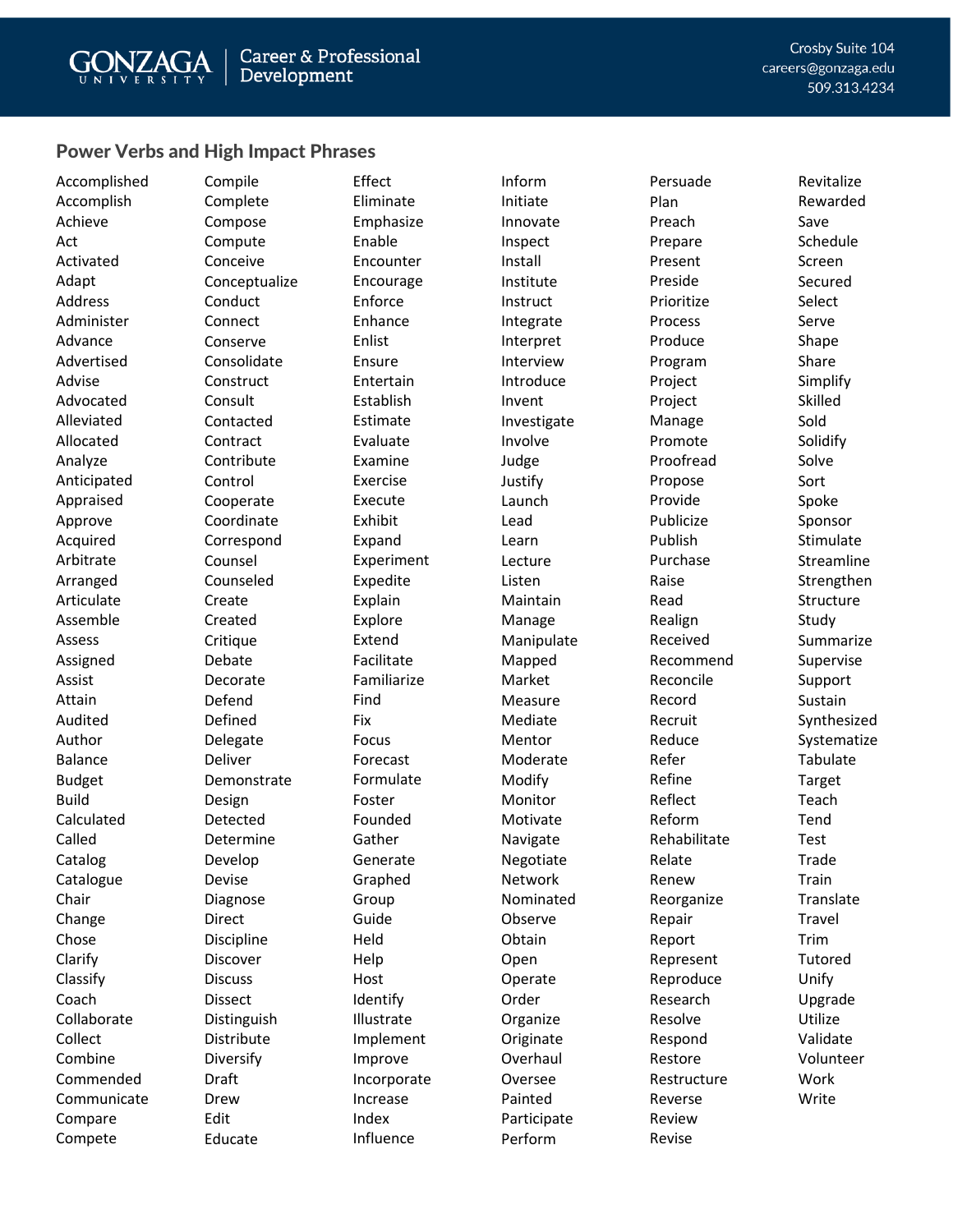Gonzaga University Career & Professional Development

Crosby Suite 104
careers@gonzaga.edu
509.313.4234

## Power Verbs and High Impact Phrases

Accomplished
Accomplish
Achieve
Act
Activated
Adapt
Address
Administer
Advance
Advertised
Advise
Advocated
Alleviated
Allocated
Analyze
Anticipated
Appraised
Approve
Acquired
Arbitrate
Arranged
Articulate
Assemble
Assess
Assigned
Assist
Attain
Audited
Author
Balance
Budget
Build
Calculated
Called
Catalog
Catalogue
Chair
Change
Chose
Clarify
Classify
Coach
Collaborate
Collect
Combine
Commended
Communicate
Compare
Compete
Compile
Complete
Compose
Compute
Conceive
Conceptualize
Conduct
Connect
Conserve
Consolidate
Construct
Consult
Contacted
Contract
Contribute
Control
Cooperate
Coordinate
Correspond
Counsel
Counseled
Create
Created
Critique
Debate
Decorate
Defend
Defined
Delegate
Deliver
Demonstrate
Design
Detected
Determine
Develop
Devise
Diagnose
Direct
Discipline
Discover
Discuss
Dissect
Distinguish
Distribute
Diversify
Draft
Drew
Edit
Educate
Effect
Eliminate
Emphasize
Enable
Encounter
Encourage
Enforce
Enhance
Enlist
Ensure
Entertain
Establish
Estimate
Evaluate
Examine
Exercise
Execute
Exhibit
Expand
Experiment
Expedite
Explain
Explore
Extend
Facilitate
Familiarize
Find
Fix
Focus
Forecast
Formulate
Foster
Founded
Gather
Generate
Graphed
Group
Guide
Held
Help
Host
Identify
Illustrate
Implement
Improve
Incorporate
Increase
Index
Influence
Inform
Initiate
Innovate
Inspect
Install
Institute
Instruct
Integrate
Interpret
Interview
Introduce
Invent
Investigate
Involve
Judge
Justify
Launch
Lead
Learn
Lecture
Listen
Maintain
Manage
Manipulate
Mapped
Market
Measure
Mediate
Mentor
Moderate
Modify
Monitor
Motivate
Navigate
Negotiate
Network
Nominated
Observe
Obtain
Open
Operate
Order
Organize
Originate
Overhaul
Oversee
Painted
Participate
Perform
Persuade
Plan
Preach
Prepare
Present
Preside
Prioritize
Process
Produce
Program
Project
Project
Manage
Promote
Proofread
Propose
Provide
Publicize
Publish
Purchase
Raise
Read
Realign
Received
Recommend
Reconcile
Record
Recruit
Reduce
Refer
Refine
Reflect
Reform
Rehabilitate
Relate
Renew
Reorganize
Repair
Report
Represent
Reproduce
Research
Resolve
Respond
Restore
Restructure
Reverse
Review
Revise
Revitalize
Rewarded
Save
Schedule
Screen
Secured
Select
Serve
Shape
Share
Simplify
Skilled
Sold
Solidify
Solve
Sort
Spoke
Sponsor
Stimulate
Streamline
Strengthen
Structure
Study
Summarize
Supervise
Support
Sustain
Synthesized
Systematize
Tabulate
Target
Teach
Tend
Test
Trade
Train
Translate
Travel
Trim
Tutored
Unify
Upgrade
Utilize
Validate
Volunteer
Work
Write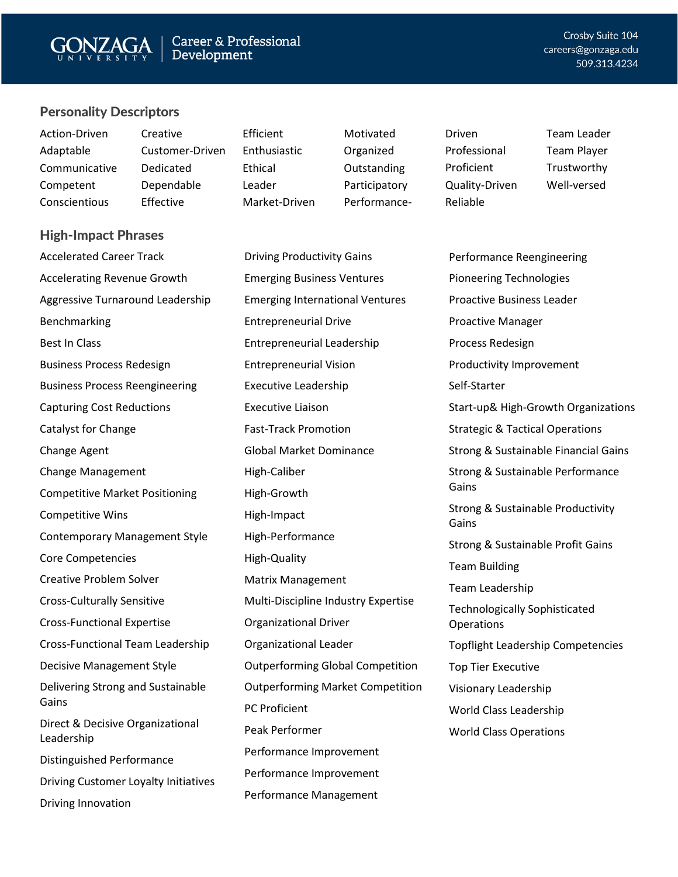## Personality Descriptors

- Action-Driven
- Adaptable
- Communicative
- Competent
- Conscientious
- Creative
- Customer-Driven
- Dedicated
- Dependable
- Effective
- Efficient
- Enthusiastic
- Ethical
- Leader
- Market-Driven
- Motivated
- Organized
- Outstanding
- Participatory
- Performance-
- Driven
- Professional
- Proficient
- Quality-Driven
- Reliable
- Team Leader
- Team Player
- Trustworthy
- Well-versed

## High-Impact Phrases

- Accelerated Career Track
- Accelerating Revenue Growth
- Aggressive Turnaround Leadership
- Benchmarking
- Best In Class
- Business Process Redesign
- Business Process Reengineering
- Capturing Cost Reductions
- Catalyst for Change
- Change Agent
- Change Management
- Competitive Market Positioning
- Competitive Wins
- Contemporary Management Style
- Core Competencies
- Creative Problem Solver
- Cross-Culturally Sensitive
- Cross-Functional Expertise
- Cross-Functional Team Leadership
- Decisive Management Style
- Delivering Strong and Sustainable Gains
- Direct & Decisive Organizational Leadership
- Distinguished Performance
- Driving Customer Loyalty Initiatives
- Driving Innovation
- Driving Productivity Gains
- Emerging Business Ventures
- Emerging International Ventures
- Entrepreneurial Drive
- Entrepreneurial Leadership
- Entrepreneurial Vision
- Executive Leadership
- Executive Liaison
- Fast-Track Promotion
- Global Market Dominance
- High-Caliber
- High-Growth
- High-Impact
- High-Performance
- High-Quality
- Matrix Management
- Multi-Discipline Industry Expertise
- Organizational Driver
- Organizational Leader
- Outperforming Global Competition
- Outperforming Market Competition
- PC Proficient
- Peak Performer
- Performance Improvement
- Performance Improvement
- Performance Management
- Performance Reengineering
- Pioneering Technologies
- Proactive Business Leader
- Proactive Manager
- Process Redesign
- Productivity Improvement
- Self-Starter
- Start-up& High-Growth Organizations
- Strategic & Tactical Operations
- Strong & Sustainable Financial Gains
- Strong & Sustainable Performance Gains
- Strong & Sustainable Productivity Gains
- Strong & Sustainable Profit Gains
- Team Building
- Team Leadership
- Technologically Sophisticated Operations
- Topflight Leadership Competencies
- Top Tier Executive
- Visionary Leadership
- World Class Leadership
- World Class Operations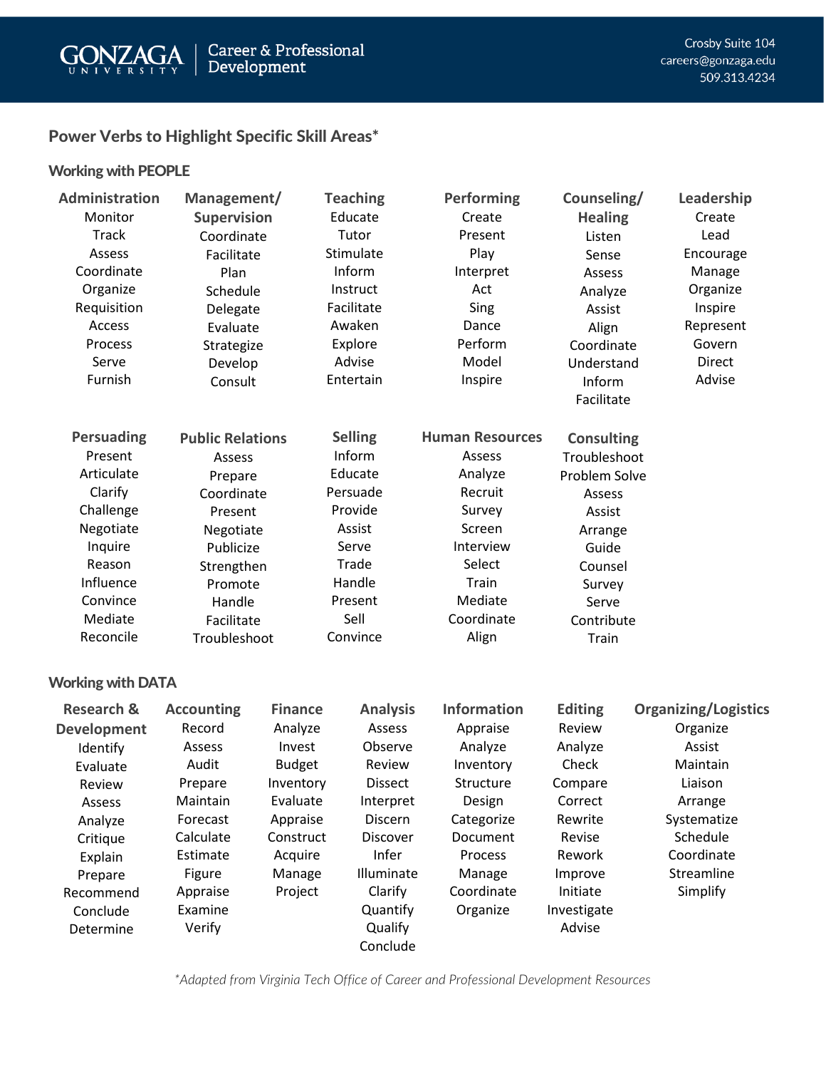## Power Verbs to Highlight Specific Skill Areas*

### Working with PEOPLE

| Administration | Management/ Supervision | Teaching | Performing | Counseling/ Healing | Leadership |
|---|---|---|---|---|---|
| Monitor | Coordinate | Educate | Create | Listen | Create |
| Track | Facilitate | Tutor | Present | Sense | Lead |
| Assess | Plan | Stimulate | Play | Assess | Encourage |
| Coordinate | Schedule | Inform | Interpret | Analyze | Manage |
| Organize | Delegate | Instruct | Act | Assist | Organize |
| Requisition | Evaluate | Facilitate | Sing | Align | Inspire |
| Access | Strategize | Awaken | Dance | Coordinate | Represent |
| Process | Develop | Explore | Perform | Understand | Govern |
| Serve | Consult | Advise | Model | Inform | Direct |
| Furnish | | Entertain | Inspire | Facilitate | Advise |

| Persuading | Public Relations | Selling | Human Resources | Consulting |
|---|---|---|---|---|
| Present | Assess | Inform | Assess | Troubleshoot |
| Articulate | Prepare | Educate | Analyze | Problem Solve |
| Clarify | Coordinate | Persuade | Recruit | Assess |
| Challenge | Present | Provide | Survey | Assist |
| Negotiate | Negotiate | Assist | Screen | Arrange |
| Inquire | Publicize | Serve | Interview | Guide |
| Reason | Strengthen | Trade | Select | Counsel |
| Influence | Promote | Handle | Train | Survey |
| Convince | Handle | Present | Mediate | Serve |
| Mediate | Facilitate | Sell | Coordinate | Contribute |
| Reconcile | Troubleshoot | Convince | Align | Train |

### Working with DATA

| Research & Development | Accounting | Finance | Analysis | Information | Editing | Organizing/Logistics |
|---|---|---|---|---|---|---|
| Identify | Record | Analyze | Assess | Appraise | Review | Organize |
| Evaluate | Assess | Invest | Observe | Analyze | Analyze | Assist |
| Review | Audit | Budget | Review | Inventory | Check | Maintain |
| Assess | Prepare | Inventory | Dissect | Structure | Compare | Liaison |
| Analyze | Maintain | Evaluate | Interpret | Design | Correct | Arrange |
| Critique | Forecast | Appraise | Discern | Categorize | Rewrite | Systematize |
| Explain | Calculate | Construct | Discover | Document | Revise | Schedule |
| Prepare | Estimate | Acquire | Infer | Process | Rework | Coordinate |
| Recommend | Figure | Manage | Illuminate | Manage | Improve | Streamline |
| Conclude | Appraise | Project | Clarify | Coordinate | Initiate | Simplify |
| Determine | Examine | | Quantify | Organize | Investigate | |
| | Verify | | Qualify | | Advise | |
| | | | Conclude | | | |

*Adapted from Virginia Tech Office of Career and Professional Development Resources*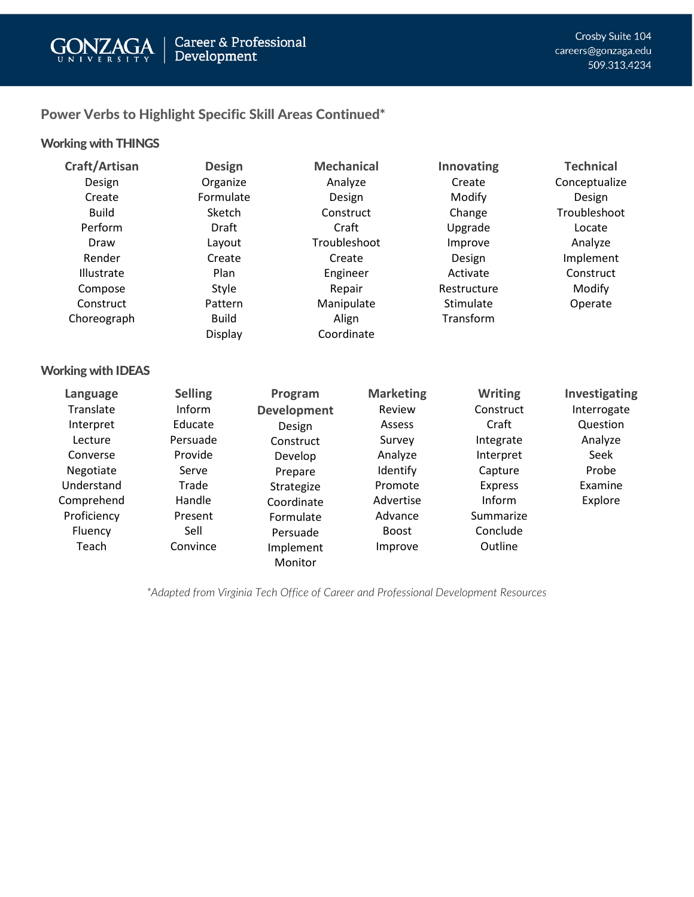## Power Verbs to Highlight Specific Skill Areas Continued*

### Working with THINGS

| Craft/Artisan | Design | Mechanical | Innovating | Technical |
|---|---|---|---|---|
| Design | Organize | Analyze | Create | Conceptualize |
| Create | Formulate | Design | Modify | Design |
| Build | Sketch | Construct | Change | Troubleshoot |
| Perform | Draft | Craft | Upgrade | Locate |
| Draw | Layout | Troubleshoot | Improve | Analyze |
| Render | Create | Create | Design | Implement |
| Illustrate | Plan | Engineer | Activate | Construct |
| Compose | Style | Repair | Restructure | Modify |
| Construct | Pattern | Manipulate | Stimulate | Operate |
| Choreograph | Build | Align | Transform | |
| | Display | Coordinate | | |

### Working with IDEAS

| Language | Selling | Program Development | Marketing | Writing | Investigating |
|---|---|---|---|---|---|
| Translate | Inform | Design | Review | Construct | Interrogate |
| Interpret | Educate | Construct | Assess | Craft | Question |
| Lecture | Persuade | Develop | Survey | Integrate | Analyze |
| Converse | Provide | Prepare | Analyze | Interpret | Seek |
| Negotiate | Serve | Strategize | Identify | Capture | Probe |
| Understand | Trade | Coordinate | Promote | Express | Examine |
| Comprehend | Handle | Formulate | Advertise | Inform | Explore |
| Proficiency | Present | Persuade | Advance | Summarize | |
| Fluency | Sell | Implement | Boost | Conclude | |
| Teach | Convince | Monitor | Improve | Outline | |

*Adapted from Virginia Tech Office of Career and Professional Development Resources*